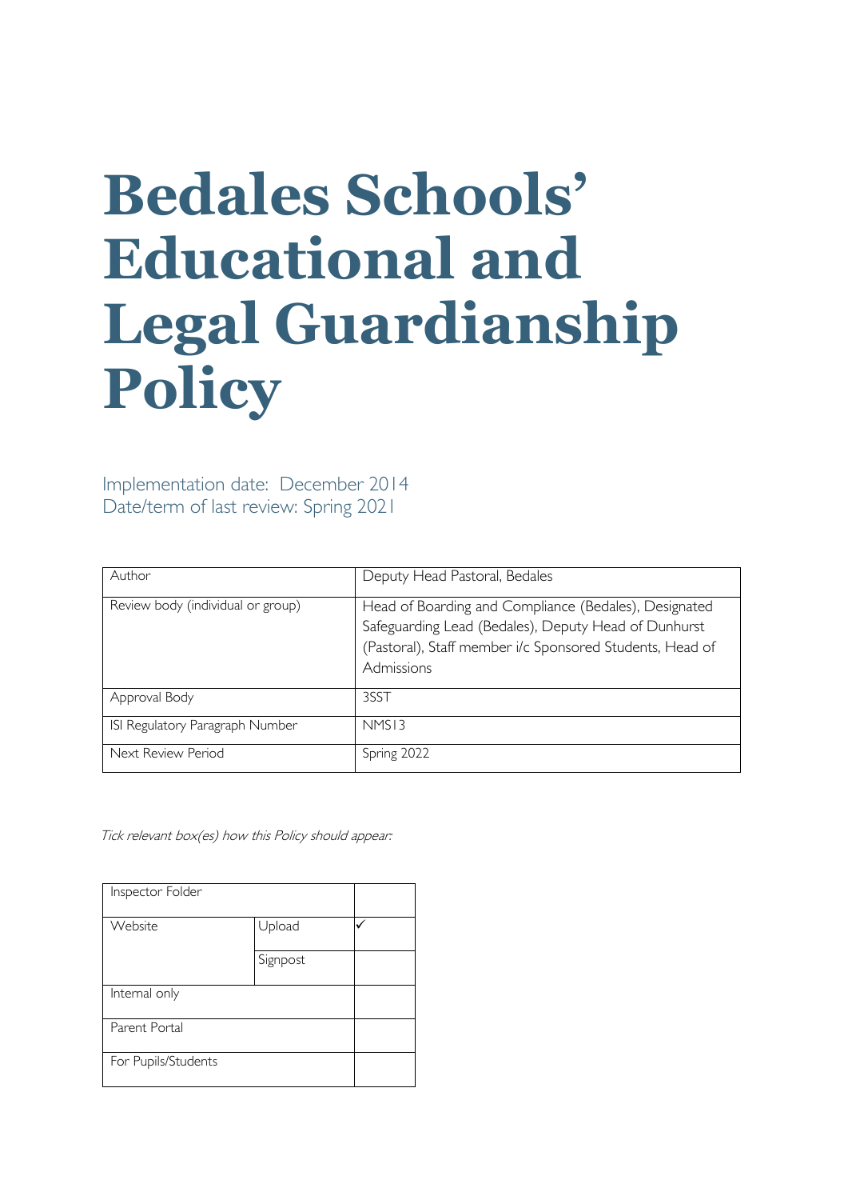# Bedales Schools' Educational and Legal Guardianship Policy

Implementation date: December 2014
Date/term of last review: Spring 2021

| Author | Deputy Head Pastoral, Bedales |
|---|---|
| Review body (individual or group) | Head of Boarding and Compliance (Bedales), Designated Safeguarding Lead (Bedales), Deputy Head of Dunhurst (Pastoral), Staff member i/c Sponsored Students, Head of Admissions |
| Approval Body | 3SST |
| ISI Regulatory Paragraph Number | NMS13 |
| Next Review Period | Spring 2022 |

*Tick relevant box(es) how this Policy should appear:*

| Inspector Folder | | |
|---|---|---|
| Website | Upload | ✓ |
| | Signpost | |
| Internal only | | |
| Parent Portal | | |
| For Pupils/Students | | |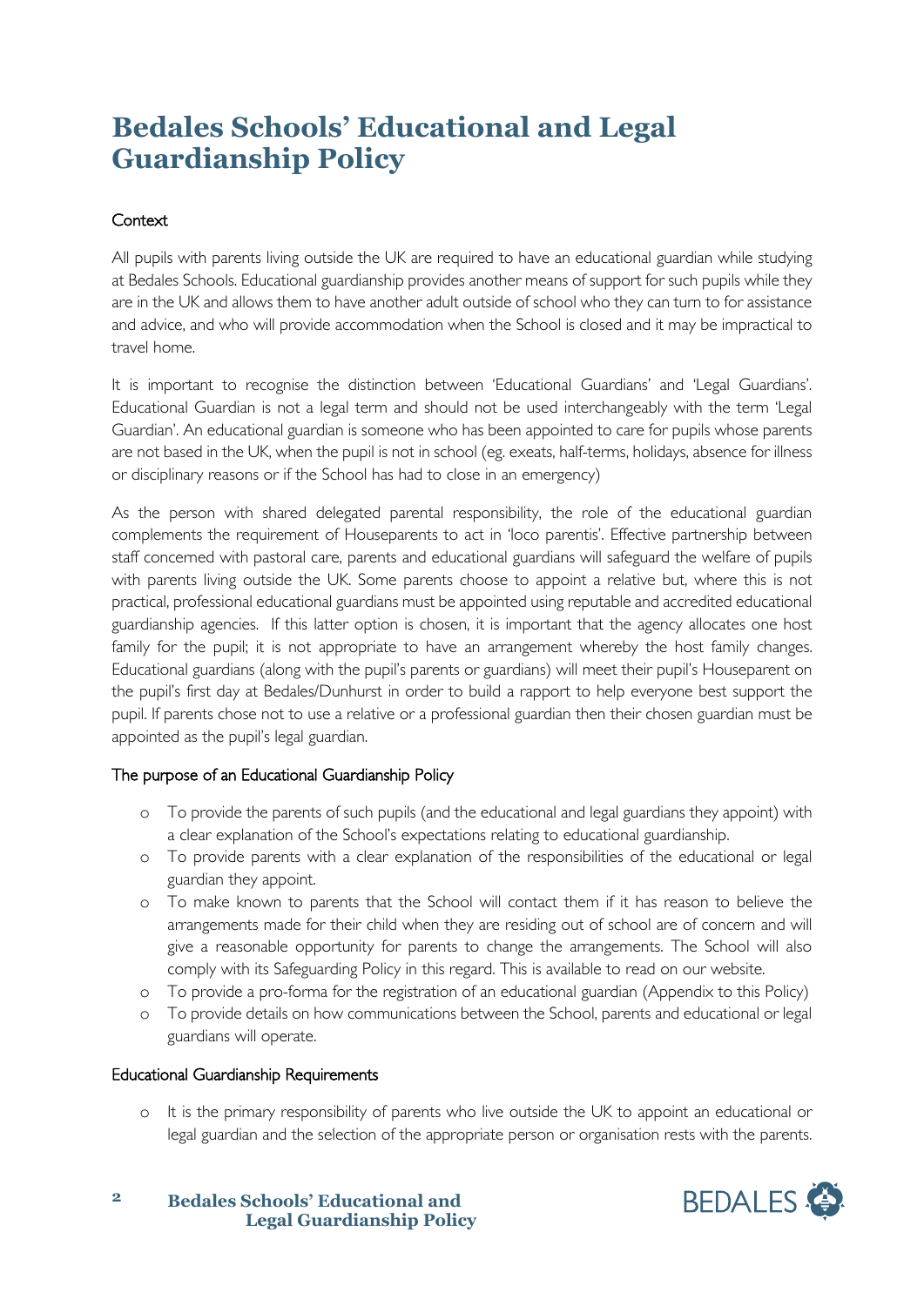# Bedales Schools' Educational and Legal Guardianship Policy

## Context

All pupils with parents living outside the UK are required to have an educational guardian while studying at Bedales Schools. Educational guardianship provides another means of support for such pupils while they are in the UK and allows them to have another adult outside of school who they can turn to for assistance and advice, and who will provide accommodation when the School is closed and it may be impractical to travel home.

It is important to recognise the distinction between 'Educational Guardians' and 'Legal Guardians'. Educational Guardian is not a legal term and should not be used interchangeably with the term 'Legal Guardian'. An educational guardian is someone who has been appointed to care for pupils whose parents are not based in the UK, when the pupil is not in school (eg. exeats, half-terms, holidays, absence for illness or disciplinary reasons or if the School has had to close in an emergency)

As the person with shared delegated parental responsibility, the role of the educational guardian complements the requirement of Houseparents to act in 'loco parentis'. Effective partnership between staff concerned with pastoral care, parents and educational guardians will safeguard the welfare of pupils with parents living outside the UK. Some parents choose to appoint a relative but, where this is not practical, professional educational guardians must be appointed using reputable and accredited educational guardianship agencies. If this latter option is chosen, it is important that the agency allocates one host family for the pupil; it is not appropriate to have an arrangement whereby the host family changes. Educational guardians (along with the pupil's parents or guardians) will meet their pupil's Houseparent on the pupil's first day at Bedales/Dunhurst in order to build a rapport to help everyone best support the pupil. If parents chose not to use a relative or a professional guardian then their chosen guardian must be appointed as the pupil's legal guardian.

## The purpose of an Educational Guardianship Policy

- To provide the parents of such pupils (and the educational and legal guardians they appoint) with a clear explanation of the School's expectations relating to educational guardianship.
- To provide parents with a clear explanation of the responsibilities of the educational or legal guardian they appoint.
- To make known to parents that the School will contact them if it has reason to believe the arrangements made for their child when they are residing out of school are of concern and will give a reasonable opportunity for parents to change the arrangements. The School will also comply with its Safeguarding Policy in this regard. This is available to read on our website.
- To provide a pro-forma for the registration of an educational guardian (Appendix to this Policy)
- To provide details on how communications between the School, parents and educational or legal guardians will operate.

## Educational Guardianship Requirements

- It is the primary responsibility of parents who live outside the UK to appoint an educational or legal guardian and the selection of the appropriate person or organisation rests with the parents.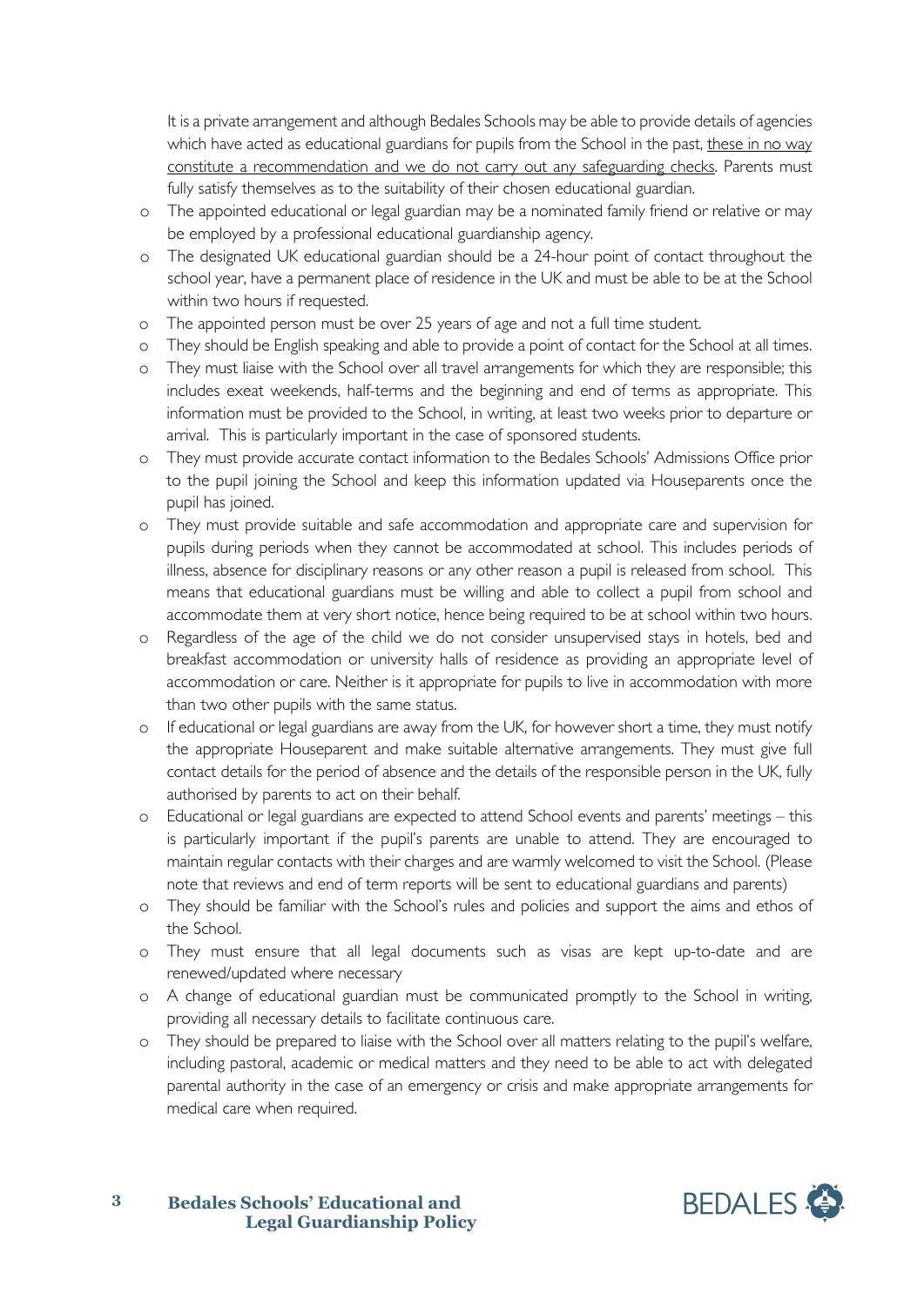It is a private arrangement and although Bedales Schools may be able to provide details of agencies which have acted as educational guardians for pupils from the School in the past, <u>these in no way constitute a recommendation and we do not carry out any safeguarding checks</u>. Parents must fully satisfy themselves as to the suitability of their chosen educational guardian.

- The appointed educational or legal guardian may be a nominated family friend or relative or may be employed by a professional educational guardianship agency.
- The designated UK educational guardian should be a 24-hour point of contact throughout the school year, have a permanent place of residence in the UK and must be able to be at the School within two hours if requested.
- The appointed person must be over 25 years of age and not a full time student.
- They should be English speaking and able to provide a point of contact for the School at all times.
- They must liaise with the School over all travel arrangements for which they are responsible; this includes exeat weekends, half-terms and the beginning and end of terms as appropriate. This information must be provided to the School, in writing, at least two weeks prior to departure or arrival. This is particularly important in the case of sponsored students.
- They must provide accurate contact information to the Bedales Schools' Admissions Office prior to the pupil joining the School and keep this information updated via Houseparents once the pupil has joined.
- They must provide suitable and safe accommodation and appropriate care and supervision for pupils during periods when they cannot be accommodated at school. This includes periods of illness, absence for disciplinary reasons or any other reason a pupil is released from school. This means that educational guardians must be willing and able to collect a pupil from school and accommodate them at very short notice, hence being required to be at school within two hours.
- Regardless of the age of the child we do not consider unsupervised stays in hotels, bed and breakfast accommodation or university halls of residence as providing an appropriate level of accommodation or care. Neither is it appropriate for pupils to live in accommodation with more than two other pupils with the same status.
- If educational or legal guardians are away from the UK, for however short a time, they must notify the appropriate Houseparent and make suitable alternative arrangements. They must give full contact details for the period of absence and the details of the responsible person in the UK, fully authorised by parents to act on their behalf.
- Educational or legal guardians are expected to attend School events and parents' meetings – this is particularly important if the pupil's parents are unable to attend. They are encouraged to maintain regular contacts with their charges and are warmly welcomed to visit the School. (Please note that reviews and end of term reports will be sent to educational guardians and parents)
- They should be familiar with the School's rules and policies and support the aims and ethos of the School.
- They must ensure that all legal documents such as visas are kept up-to-date and are renewed/updated where necessary
- A change of educational guardian must be communicated promptly to the School in writing, providing all necessary details to facilitate continuous care.
- They should be prepared to liaise with the School over all matters relating to the pupil's welfare, including pastoral, academic or medical matters and they need to be able to act with delegated parental authority in the case of an emergency or crisis and make appropriate arrangements for medical care when required.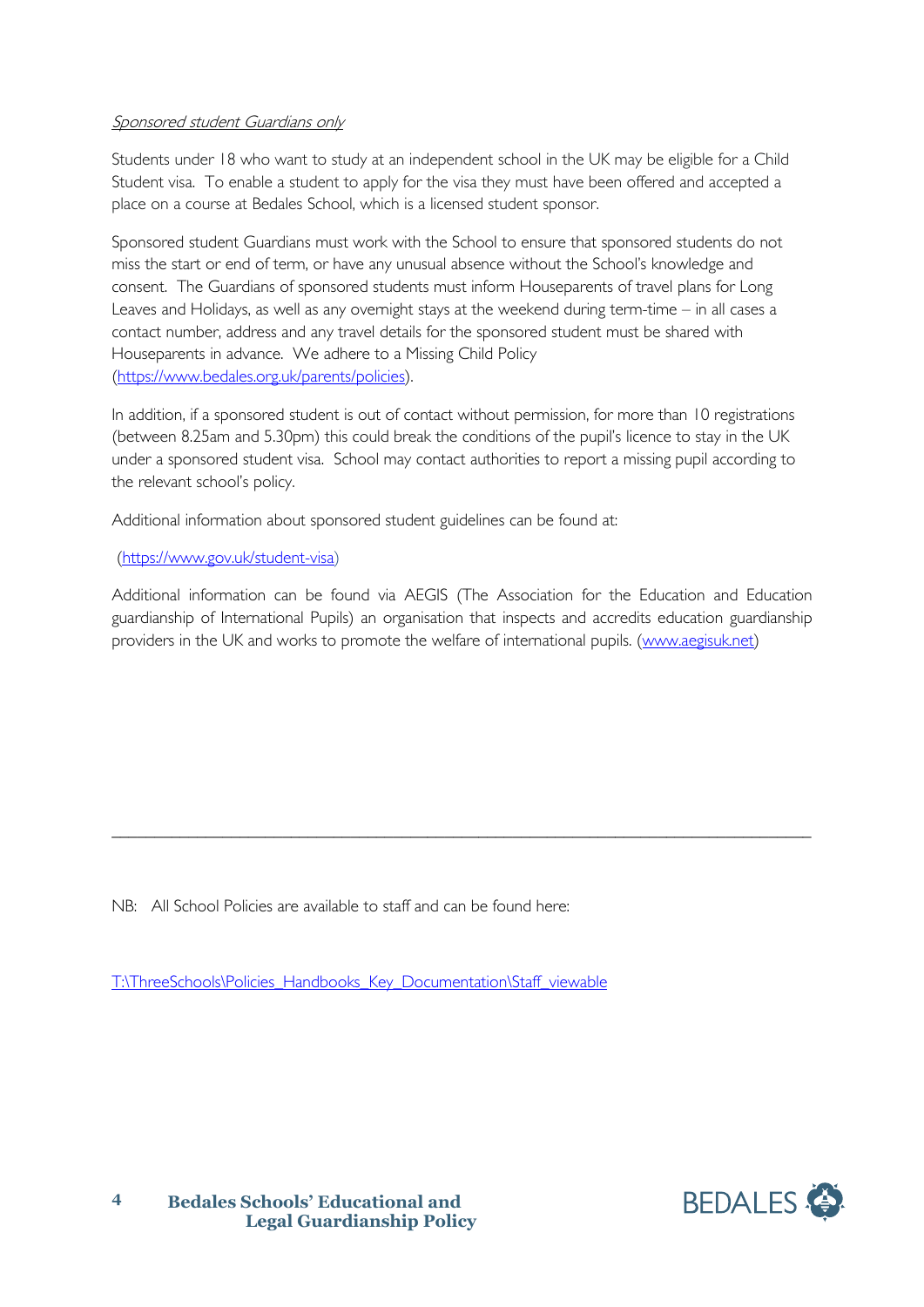*Sponsored student Guardians only*

Students under 18 who want to study at an independent school in the UK may be eligible for a Child Student visa. To enable a student to apply for the visa they must have been offered and accepted a place on a course at Bedales School, which is a licensed student sponsor.

Sponsored student Guardians must work with the School to ensure that sponsored students do not miss the start or end of term, or have any unusual absence without the School's knowledge and consent. The Guardians of sponsored students must inform Houseparents of travel plans for Long Leaves and Holidays, as well as any overnight stays at the weekend during term-time – in all cases a contact number, address and any travel details for the sponsored student must be shared with Houseparents in advance. We adhere to a Missing Child Policy (https://www.bedales.org.uk/parents/policies).

In addition, if a sponsored student is out of contact without permission, for more than 10 registrations (between 8.25am and 5.30pm) this could break the conditions of the pupil's licence to stay in the UK under a sponsored student visa. School may contact authorities to report a missing pupil according to the relevant school's policy.

Additional information about sponsored student guidelines can be found at:

(https://www.gov.uk/student-visa)

Additional information can be found via AEGIS (The Association for the Education and Education guardianship of International Pupils) an organisation that inspects and accredits education guardianship providers in the UK and works to promote the welfare of international pupils. (www.aegisuk.net)

---

NB: All School Policies are available to staff and can be found here:

T:\ThreeSchools\Policies_Handbooks_Key_Documentation\Staff_viewable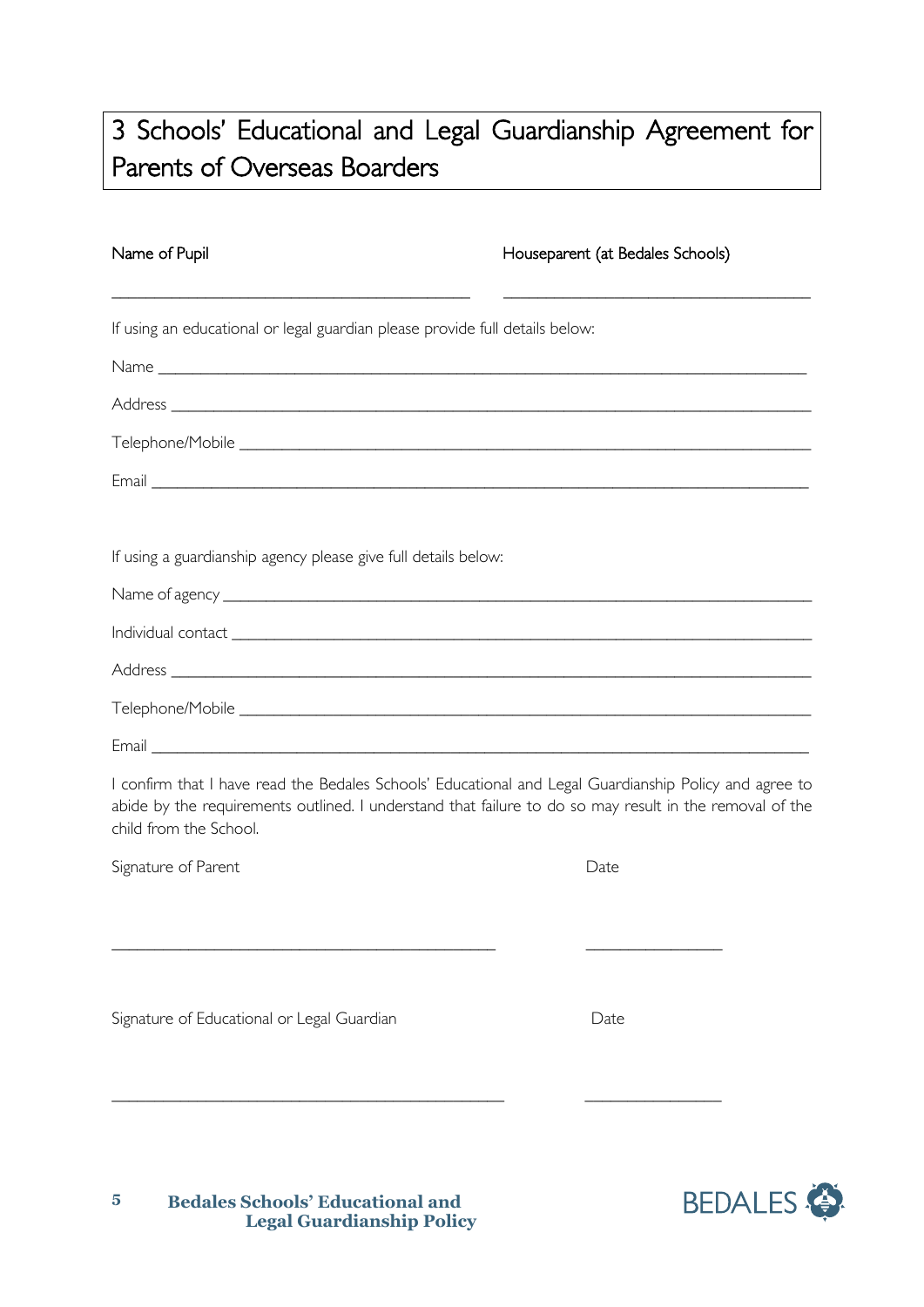# 3 Schools' Educational and Legal Guardianship Agreement for Parents of Overseas Boarders

Name of Pupil ______________________________

Houseparent (at Bedales Schools) ______________________________

If using an educational or legal guardian please provide full details below:

Name ______________________________

Address ______________________________

Telephone/Mobile ______________________________

Email ______________________________

If using a guardianship agency please give full details below:

Name of agency ______________________________

Individual contact ______________________________

Address ______________________________

Telephone/Mobile ______________________________

Email ______________________________

I confirm that I have read the Bedales Schools' Educational and Legal Guardianship Policy and agree to abide by the requirements outlined. I understand that failure to do so may result in the removal of the child from the School.

Signature of Parent ______________________________ Date ______________

Signature of Educational or Legal Guardian ______________________________ Date ______________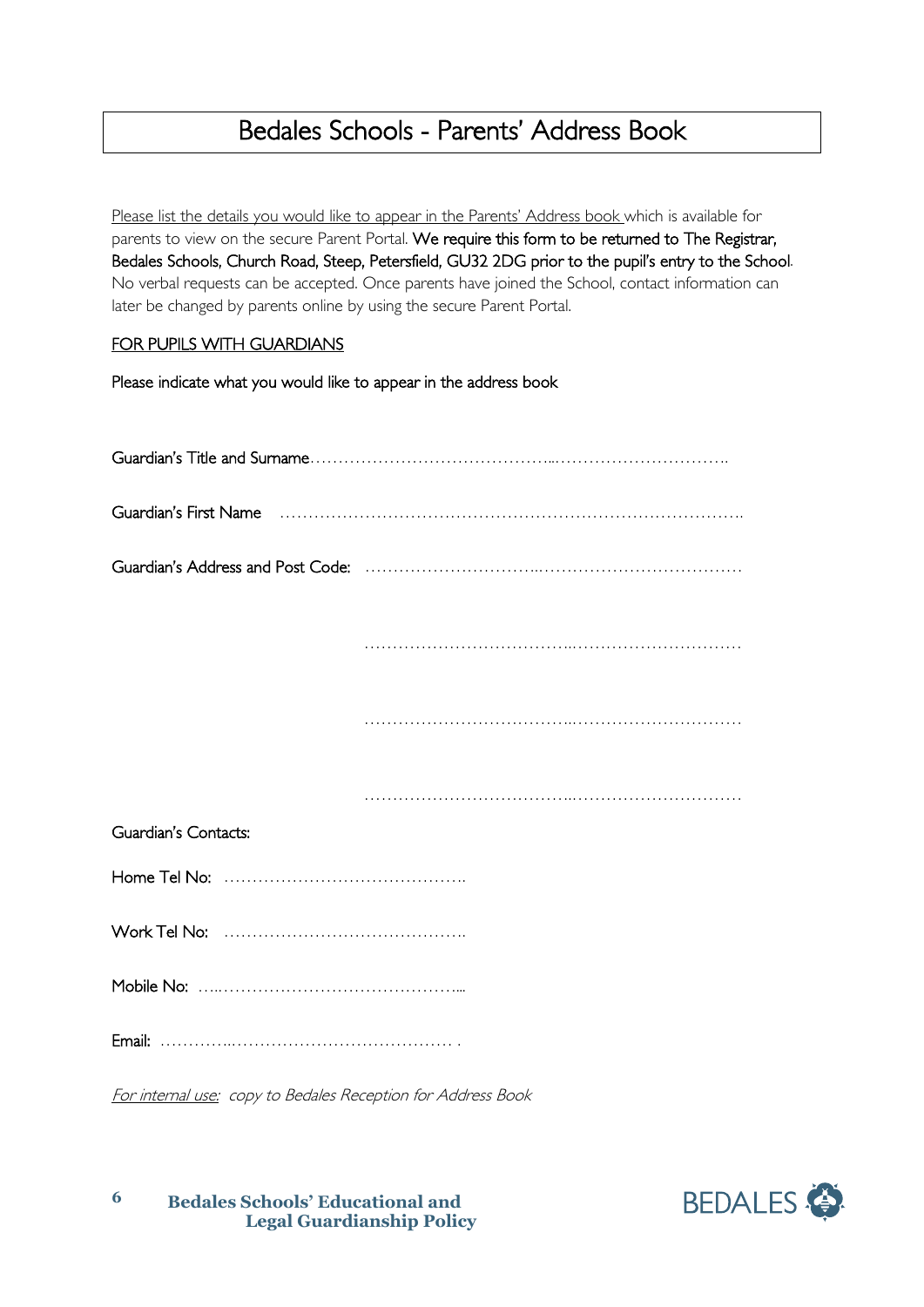# Bedales Schools - Parents' Address Book

Please list the details you would like to appear in the Parents' Address book which is available for parents to view on the secure Parent Portal. **We require this form to be returned to The Registrar, Bedales Schools, Church Road, Steep, Petersfield, GU32 2DG prior to the pupil's entry to the School.** No verbal requests can be accepted. Once parents have joined the School, contact information can later be changed by parents online by using the secure Parent Portal.

FOR PUPILS WITH GUARDIANS

Please indicate what you would like to appear in the address book

Guardian's Title and Surname……………………………………...…………………………..

Guardian's First Name ………………………….…………………………………………….

Guardian's Address and Post Code: …………………………..………………………………

…………………………………..…………………………

…………………………………..…………………………

…………………………………..…………………………

Guardian's Contacts:

Home Tel No: …………………………………….

Work Tel No: …………………………………….

Mobile No: …..…………………………………...

Email: …………..………………………………… .

*For internal use: copy to Bedales Reception for Address Book*